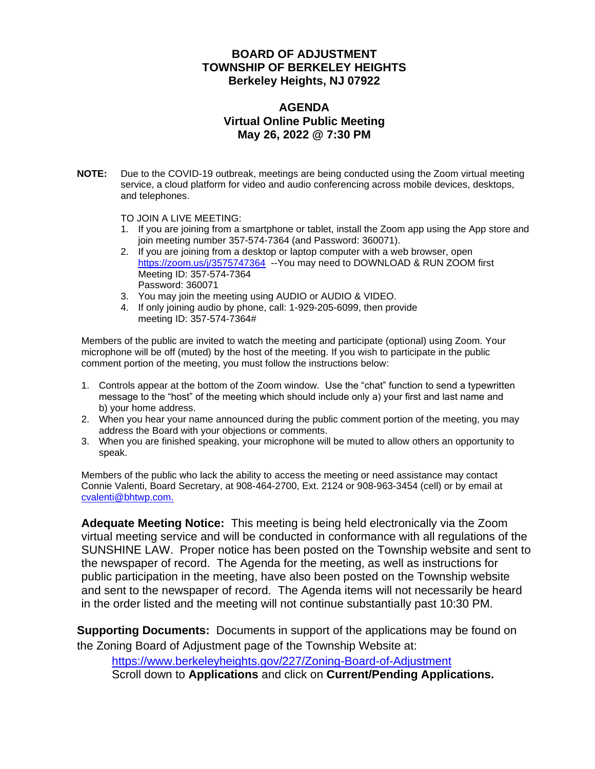# BOARD OF ADJUSTMENT
# TOWNSHIP OF BERKELEY HEIGHTS
# Berkeley Heights, NJ 07922

## AGENDA
## Virtual Online Public Meeting
## May 26, 2022 @ 7:30 PM

**NOTE:** Due to the COVID-19 outbreak, meetings are being conducted using the Zoom virtual meeting service, a cloud platform for video and audio conferencing across mobile devices, desktops, and telephones.

TO JOIN A LIVE MEETING:

1. If you are joining from a smartphone or tablet, install the Zoom app using the App store and join meeting number 357-574-7364 (and Password: 360071).
2. If you are joining from a desktop or laptop computer with a web browser, open https://zoom.us/j/3575747364 --You may need to DOWNLOAD & RUN ZOOM first
   Meeting ID: 357-574-7364
   Password: 360071
3. You may join the meeting using AUDIO or AUDIO & VIDEO.
4. If only joining audio by phone, call: 1-929-205-6099, then provide meeting ID: 357-574-7364#

Members of the public are invited to watch the meeting and participate (optional) using Zoom. Your microphone will be off (muted) by the host of the meeting. If you wish to participate in the public comment portion of the meeting, you must follow the instructions below:

1. Controls appear at the bottom of the Zoom window. Use the "chat" function to send a typewritten message to the "host" of the meeting which should include only a) your first and last name and b) your home address.
2. When you hear your name announced during the public comment portion of the meeting, you may address the Board with your objections or comments.
3. When you are finished speaking, your microphone will be muted to allow others an opportunity to speak.

Members of the public who lack the ability to access the meeting or need assistance may contact Connie Valenti, Board Secretary, at 908-464-2700, Ext. 2124 or 908-963-3454 (cell) or by email at cvalenti@bhtwp.com.

**Adequate Meeting Notice:** This meeting is being held electronically via the Zoom virtual meeting service and will be conducted in conformance with all regulations of the SUNSHINE LAW. Proper notice has been posted on the Township website and sent to the newspaper of record. The Agenda for the meeting, as well as instructions for public participation in the meeting, have also been posted on the Township website and sent to the newspaper of record. The Agenda items will not necessarily be heard in the order listed and the meeting will not continue substantially past 10:30 PM.

**Supporting Documents:** Documents in support of the applications may be found on the Zoning Board of Adjustment page of the Township Website at:

https://www.berkeleyheights.gov/227/Zoning-Board-of-Adjustment
Scroll down to **Applications** and click on **Current/Pending Applications.**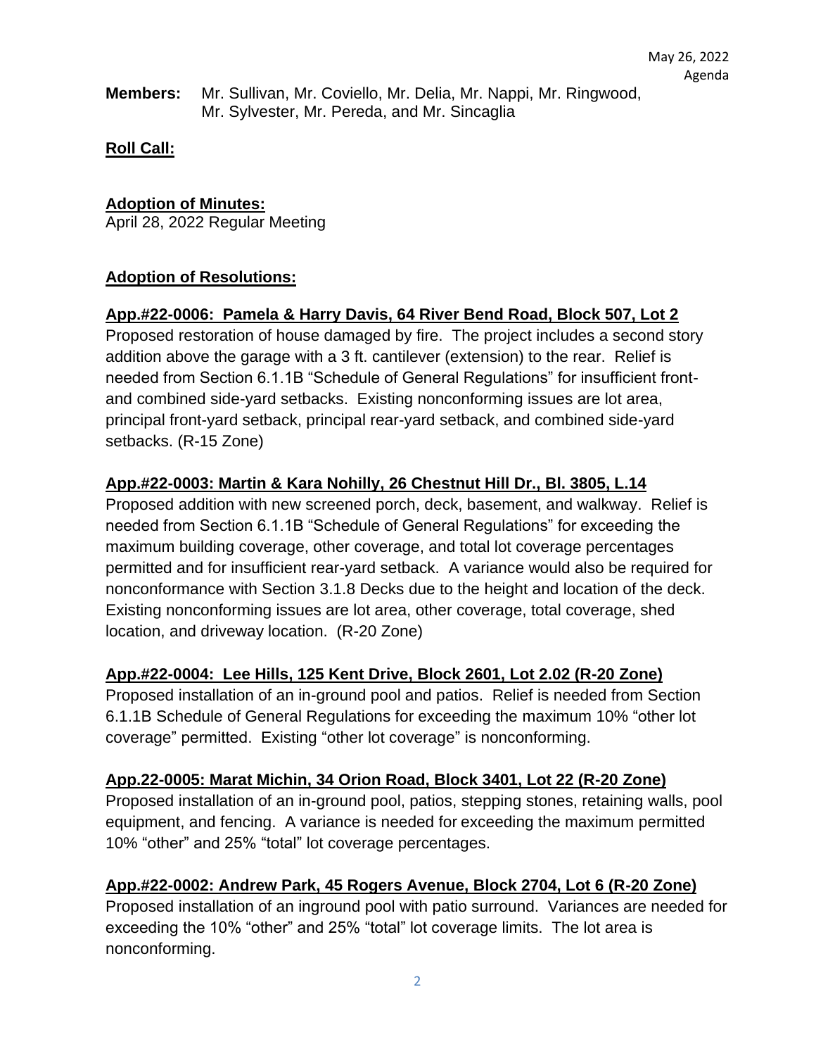May 26, 2022
Agenda

**Members:** Mr. Sullivan, Mr. Coviello, Mr. Delia, Mr. Nappi, Mr. Ringwood, Mr. Sylvester, Mr. Pereda, and Mr. Sincaglia

**Roll Call:**

**Adoption of Minutes:**
April 28, 2022 Regular Meeting

**Adoption of Resolutions:**

**App.#22-0006: Pamela & Harry Davis, 64 River Bend Road, Block 507, Lot 2**
Proposed restoration of house damaged by fire. The project includes a second story addition above the garage with a 3 ft. cantilever (extension) to the rear. Relief is needed from Section 6.1.1B "Schedule of General Regulations" for insufficient front- and combined side-yard setbacks. Existing nonconforming issues are lot area, principal front-yard setback, principal rear-yard setback, and combined side-yard setbacks. (R-15 Zone)

**App.#22-0003: Martin & Kara Nohilly, 26 Chestnut Hill Dr., Bl. 3805, L.14**
Proposed addition with new screened porch, deck, basement, and walkway. Relief is needed from Section 6.1.1B "Schedule of General Regulations" for exceeding the maximum building coverage, other coverage, and total lot coverage percentages permitted and for insufficient rear-yard setback. A variance would also be required for nonconformance with Section 3.1.8 Decks due to the height and location of the deck. Existing nonconforming issues are lot area, other coverage, total coverage, shed location, and driveway location. (R-20 Zone)

**App.#22-0004: Lee Hills, 125 Kent Drive, Block 2601, Lot 2.02 (R-20 Zone)**
Proposed installation of an in-ground pool and patios. Relief is needed from Section 6.1.1B Schedule of General Regulations for exceeding the maximum 10% "other lot coverage" permitted. Existing "other lot coverage" is nonconforming.

**App.22-0005: Marat Michin, 34 Orion Road, Block 3401, Lot 22 (R-20 Zone)**
Proposed installation of an in-ground pool, patios, stepping stones, retaining walls, pool equipment, and fencing. A variance is needed for exceeding the maximum permitted 10% "other" and 25% "total" lot coverage percentages.

**App.#22-0002: Andrew Park, 45 Rogers Avenue, Block 2704, Lot 6 (R-20 Zone)**
Proposed installation of an inground pool with patio surround. Variances are needed for exceeding the 10% "other" and 25% "total" lot coverage limits. The lot area is nonconforming.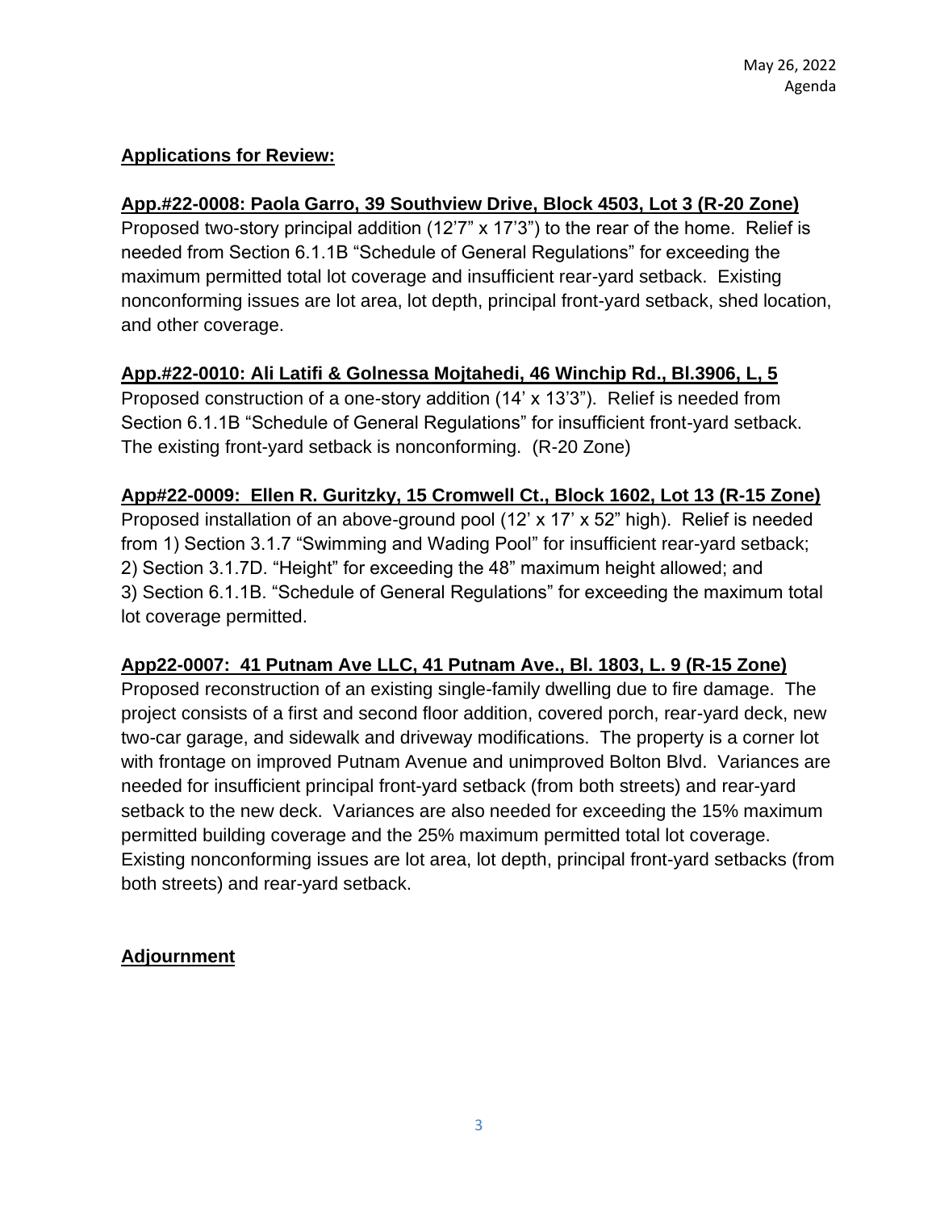**Applications for Review:**

**App.#22-0008: Paola Garro, 39 Southview Drive, Block 4503, Lot 3 (R-20 Zone)**

Proposed two-story principal addition (12'7" x 17'3") to the rear of the home. Relief is needed from Section 6.1.1B "Schedule of General Regulations" for exceeding the maximum permitted total lot coverage and insufficient rear-yard setback. Existing nonconforming issues are lot area, lot depth, principal front-yard setback, shed location, and other coverage.

**App.#22-0010: Ali Latifi & Golnessa Mojtahedi, 46 Winchip Rd., Bl.3906, L, 5**

Proposed construction of a one-story addition (14' x 13'3"). Relief is needed from Section 6.1.1B "Schedule of General Regulations" for insufficient front-yard setback. The existing front-yard setback is nonconforming. (R-20 Zone)

**App#22-0009: Ellen R. Guritzky, 15 Cromwell Ct., Block 1602, Lot 13 (R-15 Zone)**

Proposed installation of an above-ground pool (12' x 17' x 52" high). Relief is needed from 1) Section 3.1.7 "Swimming and Wading Pool" for insufficient rear-yard setback; 2) Section 3.1.7D. "Height" for exceeding the 48" maximum height allowed; and 3) Section 6.1.1B. "Schedule of General Regulations" for exceeding the maximum total lot coverage permitted.

**App22-0007: 41 Putnam Ave LLC, 41 Putnam Ave., Bl. 1803, L. 9 (R-15 Zone)**

Proposed reconstruction of an existing single-family dwelling due to fire damage. The project consists of a first and second floor addition, covered porch, rear-yard deck, new two-car garage, and sidewalk and driveway modifications. The property is a corner lot with frontage on improved Putnam Avenue and unimproved Bolton Blvd. Variances are needed for insufficient principal front-yard setback (from both streets) and rear-yard setback to the new deck. Variances are also needed for exceeding the 15% maximum permitted building coverage and the 25% maximum permitted total lot coverage. Existing nonconforming issues are lot area, lot depth, principal front-yard setbacks (from both streets) and rear-yard setback.

**Adjournment**